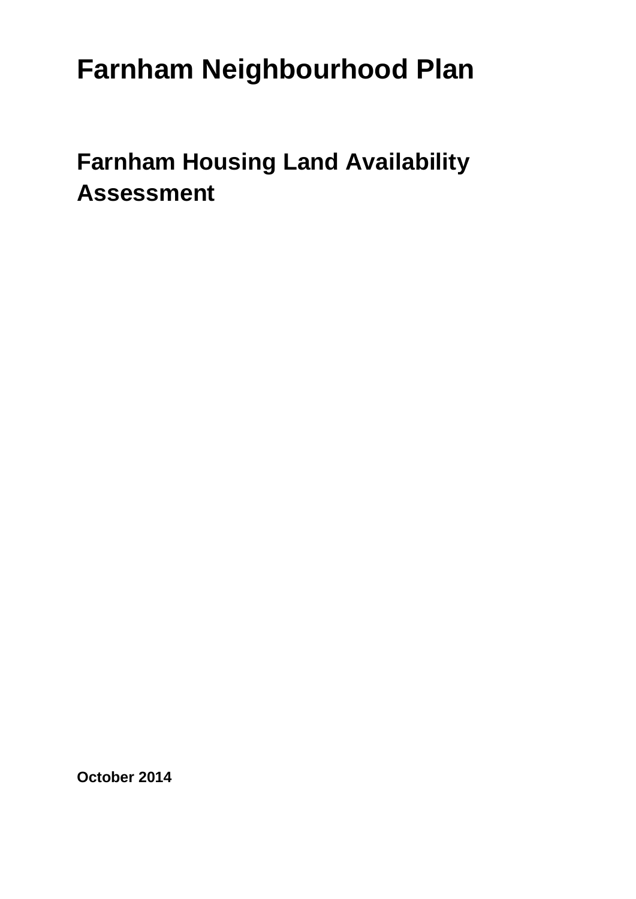# Farnham Neighbourhood Plan

## Farnham Housing Land Availability Assessment

**October 2014**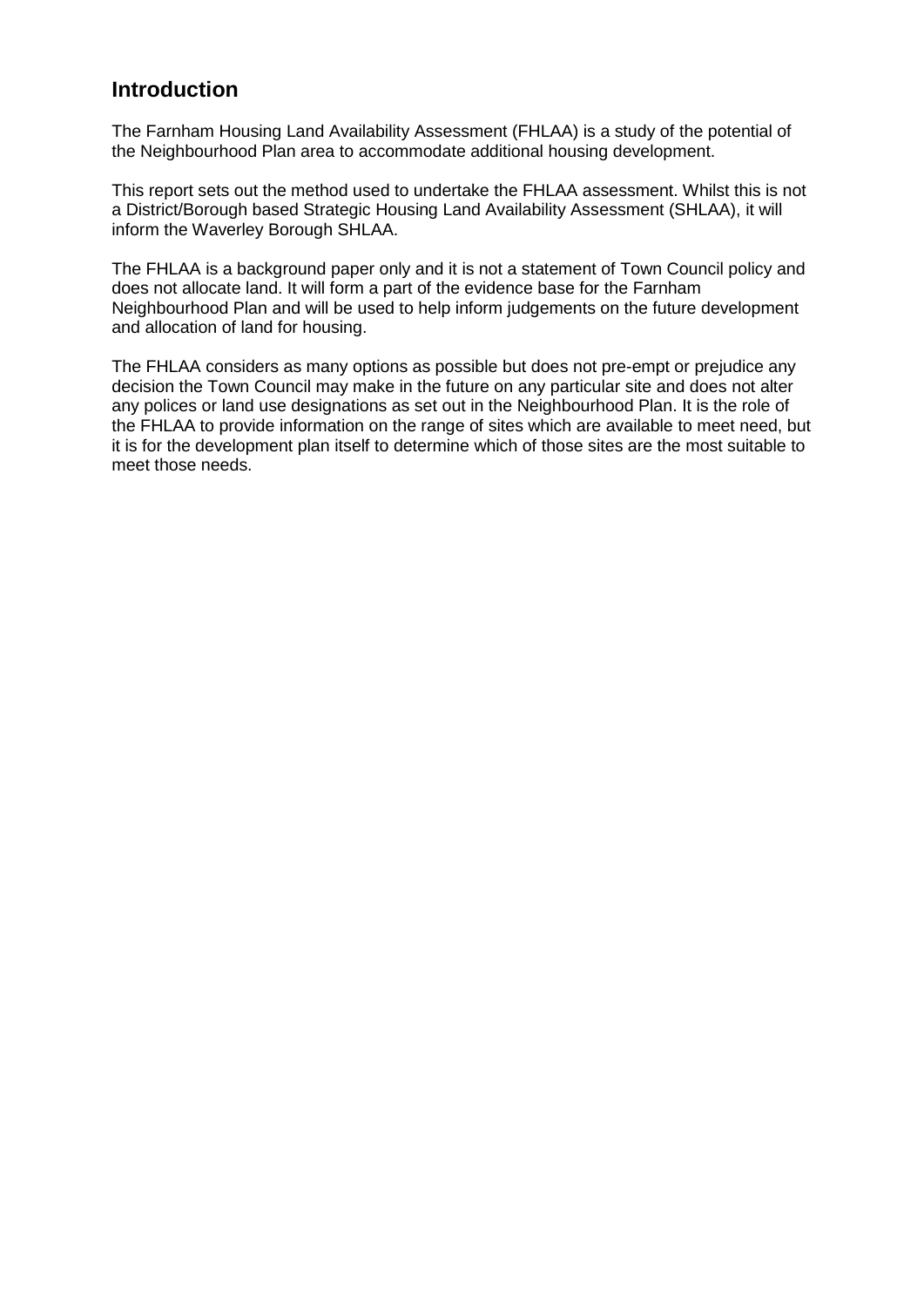## Introduction

The Farnham Housing Land Availability Assessment (FHLAA) is a study of the potential of the Neighbourhood Plan area to accommodate additional housing development.

This report sets out the method used to undertake the FHLAA assessment. Whilst this is not a District/Borough based Strategic Housing Land Availability Assessment (SHLAA), it will inform the Waverley Borough SHLAA.

The FHLAA is a background paper only and it is not a statement of Town Council policy and does not allocate land. It will form a part of the evidence base for the Farnham Neighbourhood Plan and will be used to help inform judgements on the future development and allocation of land for housing.

The FHLAA considers as many options as possible but does not pre-empt or prejudice any decision the Town Council may make in the future on any particular site and does not alter any polices or land use designations as set out in the Neighbourhood Plan. It is the role of the FHLAA to provide information on the range of sites which are available to meet need, but it is for the development plan itself to determine which of those sites are the most suitable to meet those needs.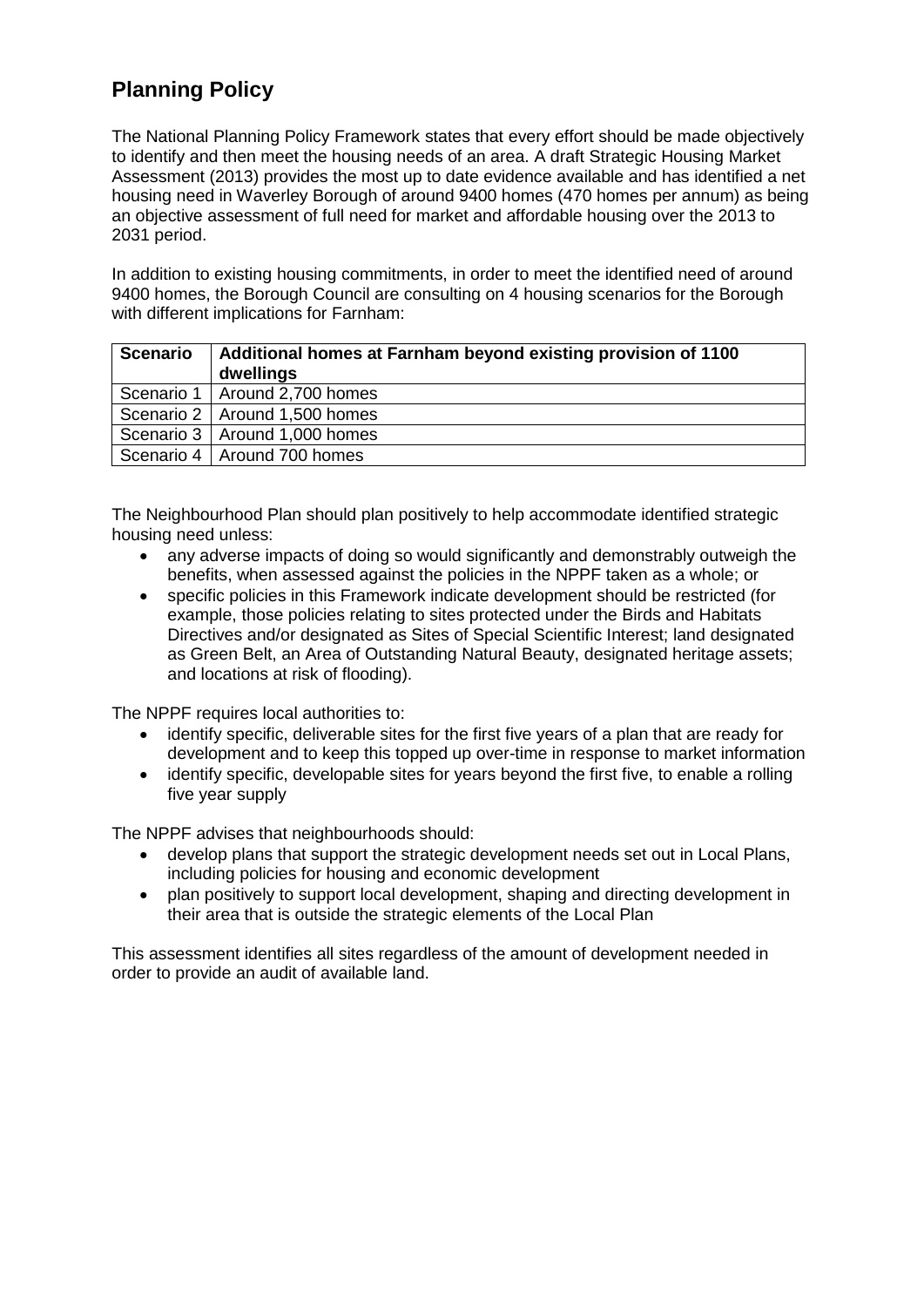## Planning Policy

The National Planning Policy Framework states that every effort should be made objectively to identify and then meet the housing needs of an area. A draft Strategic Housing Market Assessment (2013) provides the most up to date evidence available and has identified a net housing need in Waverley Borough of around 9400 homes (470 homes per annum) as being an objective assessment of full need for market and affordable housing over the 2013 to 2031 period.

In addition to existing housing commitments, in order to meet the identified need of around 9400 homes, the Borough Council are consulting on 4 housing scenarios for the Borough with different implications for Farnham:

| Scenario | Additional homes at Farnham beyond existing provision of 1100 dwellings |
|---|---|
| Scenario 1 | Around 2,700 homes |
| Scenario 2 | Around 1,500 homes |
| Scenario 3 | Around 1,000 homes |
| Scenario 4 | Around 700 homes |

The Neighbourhood Plan should plan positively to help accommodate identified strategic housing need unless:

- any adverse impacts of doing so would significantly and demonstrably outweigh the benefits, when assessed against the policies in the NPPF taken as a whole; or
- specific policies in this Framework indicate development should be restricted (for example, those policies relating to sites protected under the Birds and Habitats Directives and/or designated as Sites of Special Scientific Interest; land designated as Green Belt, an Area of Outstanding Natural Beauty, designated heritage assets; and locations at risk of flooding).

The NPPF requires local authorities to:

- identify specific, deliverable sites for the first five years of a plan that are ready for development and to keep this topped up over-time in response to market information
- identify specific, developable sites for years beyond the first five, to enable a rolling five year supply

The NPPF advises that neighbourhoods should:

- develop plans that support the strategic development needs set out in Local Plans, including policies for housing and economic development
- plan positively to support local development, shaping and directing development in their area that is outside the strategic elements of the Local Plan

This assessment identifies all sites regardless of the amount of development needed in order to provide an audit of available land.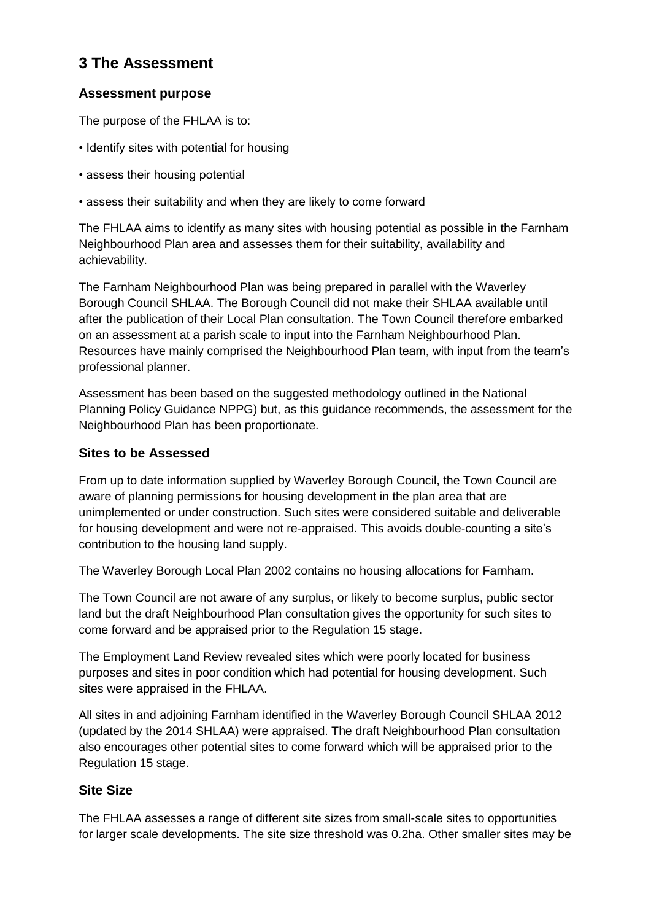# 3 The Assessment

## Assessment purpose

The purpose of the FHLAA is to:

- Identify sites with potential for housing
- assess their housing potential
- assess their suitability and when they are likely to come forward

The FHLAA aims to identify as many sites with housing potential as possible in the Farnham Neighbourhood Plan area and assesses them for their suitability, availability and achievability.

The Farnham Neighbourhood Plan was being prepared in parallel with the Waverley Borough Council SHLAA. The Borough Council did not make their SHLAA available until after the publication of their Local Plan consultation. The Town Council therefore embarked on an assessment at a parish scale to input into the Farnham Neighbourhood Plan. Resources have mainly comprised the Neighbourhood Plan team, with input from the team's professional planner.

Assessment has been based on the suggested methodology outlined in the National Planning Policy Guidance NPPG) but, as this guidance recommends, the assessment for the Neighbourhood Plan has been proportionate.

## Sites to be Assessed

From up to date information supplied by Waverley Borough Council, the Town Council are aware of planning permissions for housing development in the plan area that are unimplemented or under construction. Such sites were considered suitable and deliverable for housing development and were not re-appraised. This avoids double-counting a site's contribution to the housing land supply.

The Waverley Borough Local Plan 2002 contains no housing allocations for Farnham.

The Town Council are not aware of any surplus, or likely to become surplus, public sector land but the draft Neighbourhood Plan consultation gives the opportunity for such sites to come forward and be appraised prior to the Regulation 15 stage.

The Employment Land Review revealed sites which were poorly located for business purposes and sites in poor condition which had potential for housing development. Such sites were appraised in the FHLAA.

All sites in and adjoining Farnham identified in the Waverley Borough Council SHLAA 2012 (updated by the 2014 SHLAA) were appraised. The draft Neighbourhood Plan consultation also encourages other potential sites to come forward which will be appraised prior to the Regulation 15 stage.

## Site Size

The FHLAA assesses a range of different site sizes from small-scale sites to opportunities for larger scale developments. The site size threshold was 0.2ha. Other smaller sites may be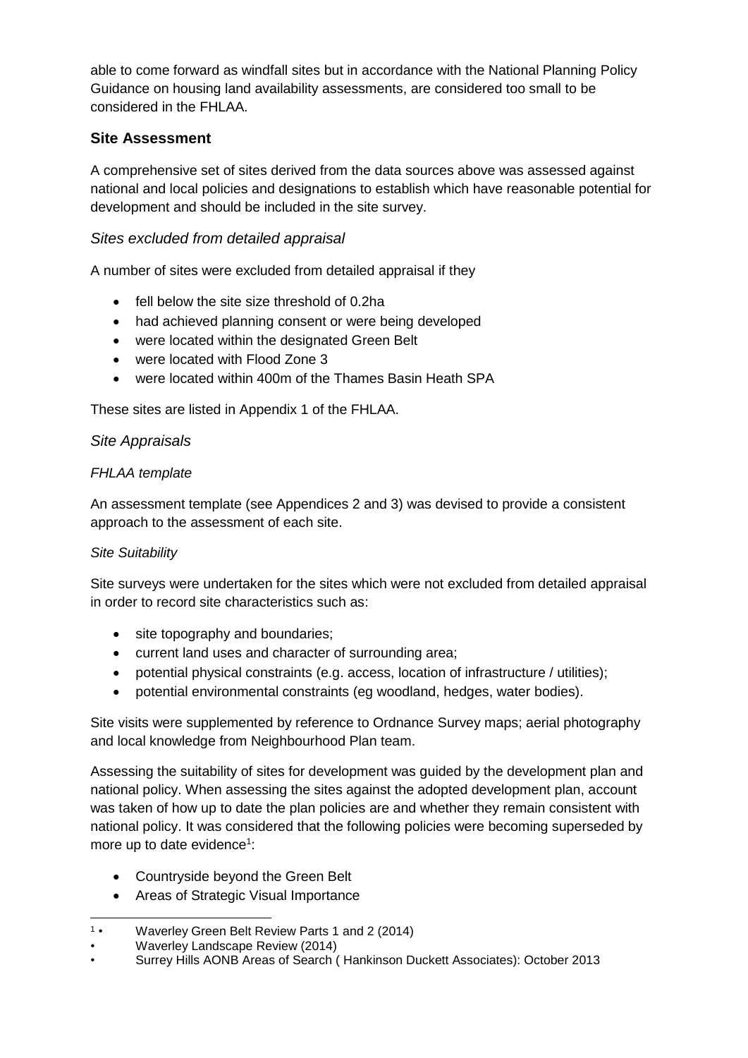able to come forward as windfall sites but in accordance with the National Planning Policy Guidance on housing land availability assessments, are considered too small to be considered in the FHLAA.

## Site Assessment

A comprehensive set of sites derived from the data sources above was assessed against national and local policies and designations to establish which have reasonable potential for development and should be included in the site survey.

### *Sites excluded from detailed appraisal*

A number of sites were excluded from detailed appraisal if they

- fell below the site size threshold of 0.2ha
- had achieved planning consent or were being developed
- were located within the designated Green Belt
- were located with Flood Zone 3
- were located within 400m of the Thames Basin Heath SPA

These sites are listed in Appendix 1 of the FHLAA.

### *Site Appraisals*

*FHLAA template*

An assessment template (see Appendices 2 and 3) was devised to provide a consistent approach to the assessment of each site.

*Site Suitability*

Site surveys were undertaken for the sites which were not excluded from detailed appraisal in order to record site characteristics such as:

- site topography and boundaries;
- current land uses and character of surrounding area;
- potential physical constraints (e.g. access, location of infrastructure / utilities);
- potential environmental constraints (eg woodland, hedges, water bodies).

Site visits were supplemented by reference to Ordnance Survey maps; aerial photography and local knowledge from Neighbourhood Plan team.

Assessing the suitability of sites for development was guided by the development plan and national policy. When assessing the sites against the adopted development plan, account was taken of how up to date the plan policies are and whether they remain consistent with national policy. It was considered that the following policies were becoming superseded by more up to date evidence[1]:

- Countryside beyond the Green Belt
- Areas of Strategic Visual Importance

---

[1] • Waverley Green Belt Review Parts 1 and 2 (2014)
• Waverley Landscape Review (2014)
• Surrey Hills AONB Areas of Search ( Hankinson Duckett Associates): October 2013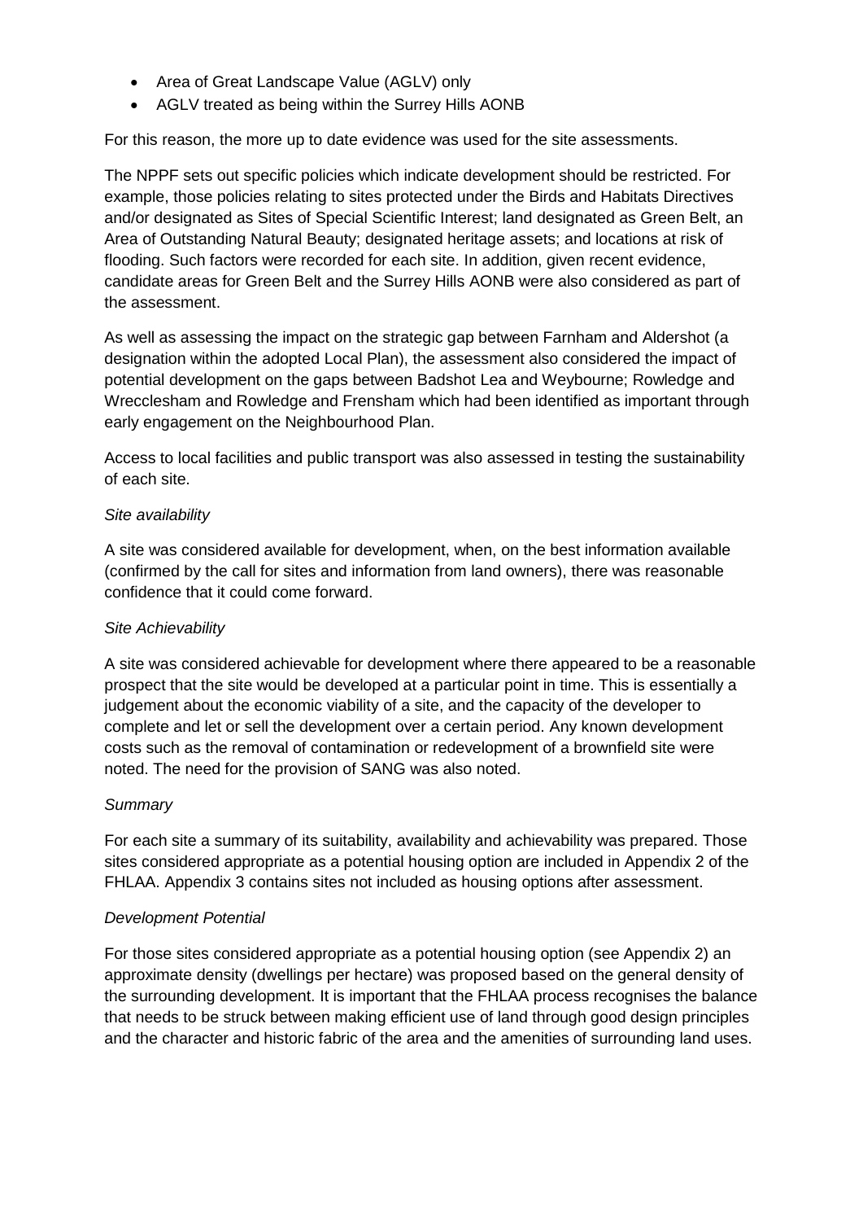- Area of Great Landscape Value (AGLV) only
- AGLV treated as being within the Surrey Hills AONB

For this reason, the more up to date evidence was used for the site assessments.

The NPPF sets out specific policies which indicate development should be restricted. For example, those policies relating to sites protected under the Birds and Habitats Directives and/or designated as Sites of Special Scientific Interest; land designated as Green Belt, an Area of Outstanding Natural Beauty; designated heritage assets; and locations at risk of flooding. Such factors were recorded for each site. In addition, given recent evidence, candidate areas for Green Belt and the Surrey Hills AONB were also considered as part of the assessment.

As well as assessing the impact on the strategic gap between Farnham and Aldershot (a designation within the adopted Local Plan), the assessment also considered the impact of potential development on the gaps between Badshot Lea and Weybourne; Rowledge and Wrecclesham and Rowledge and Frensham which had been identified as important through early engagement on the Neighbourhood Plan.

Access to local facilities and public transport was also assessed in testing the sustainability of each site.

*Site availability*

A site was considered available for development, when, on the best information available (confirmed by the call for sites and information from land owners), there was reasonable confidence that it could come forward.

*Site Achievability*

A site was considered achievable for development where there appeared to be a reasonable prospect that the site would be developed at a particular point in time. This is essentially a judgement about the economic viability of a site, and the capacity of the developer to complete and let or sell the development over a certain period. Any known development costs such as the removal of contamination or redevelopment of a brownfield site were noted. The need for the provision of SANG was also noted.

*Summary*

For each site a summary of its suitability, availability and achievability was prepared. Those sites considered appropriate as a potential housing option are included in Appendix 2 of the FHLAA. Appendix 3 contains sites not included as housing options after assessment.

*Development Potential*

For those sites considered appropriate as a potential housing option (see Appendix 2) an approximate density (dwellings per hectare) was proposed based on the general density of the surrounding development. It is important that the FHLAA process recognises the balance that needs to be struck between making efficient use of land through good design principles and the character and historic fabric of the area and the amenities of surrounding land uses.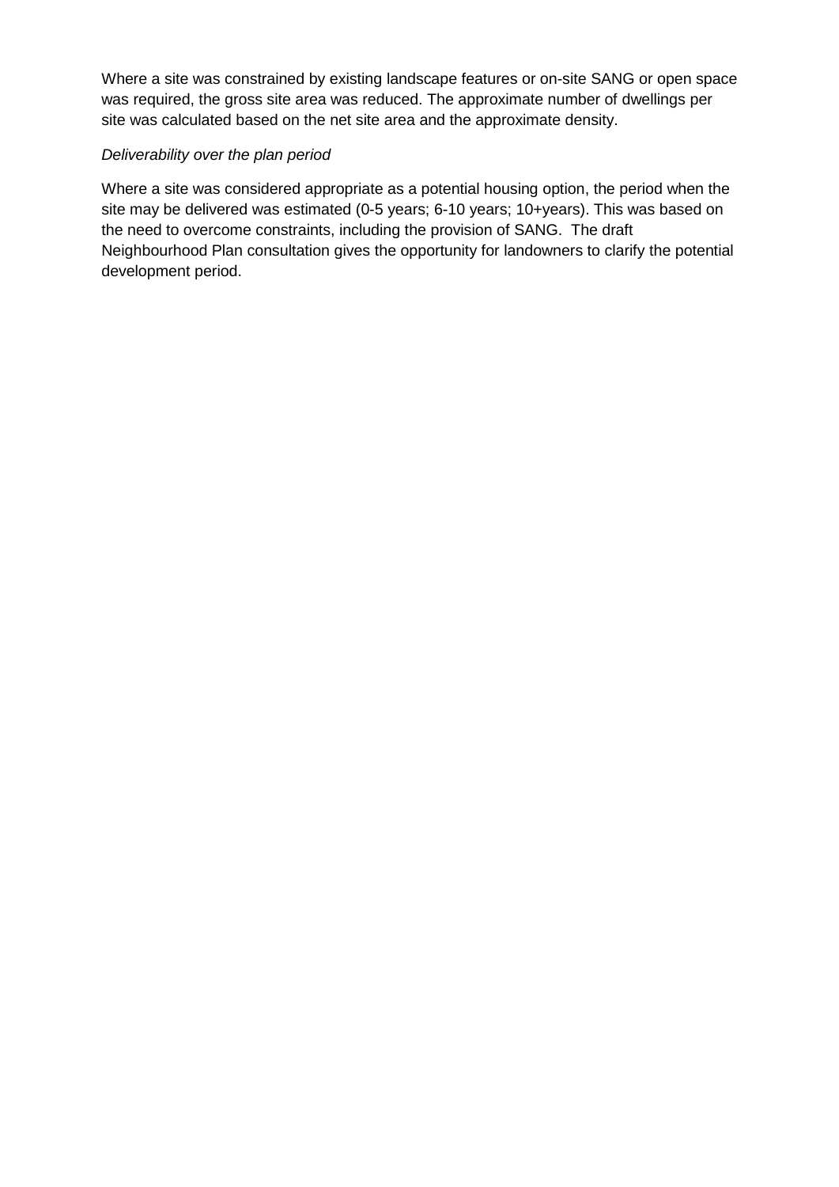Where a site was constrained by existing landscape features or on-site SANG or open space was required, the gross site area was reduced. The approximate number of dwellings per site was calculated based on the net site area and the approximate density.

*Deliverability over the plan period*

Where a site was considered appropriate as a potential housing option, the period when the site may be delivered was estimated (0-5 years; 6-10 years; 10+years). This was based on the need to overcome constraints, including the provision of SANG. The draft Neighbourhood Plan consultation gives the opportunity for landowners to clarify the potential development period.